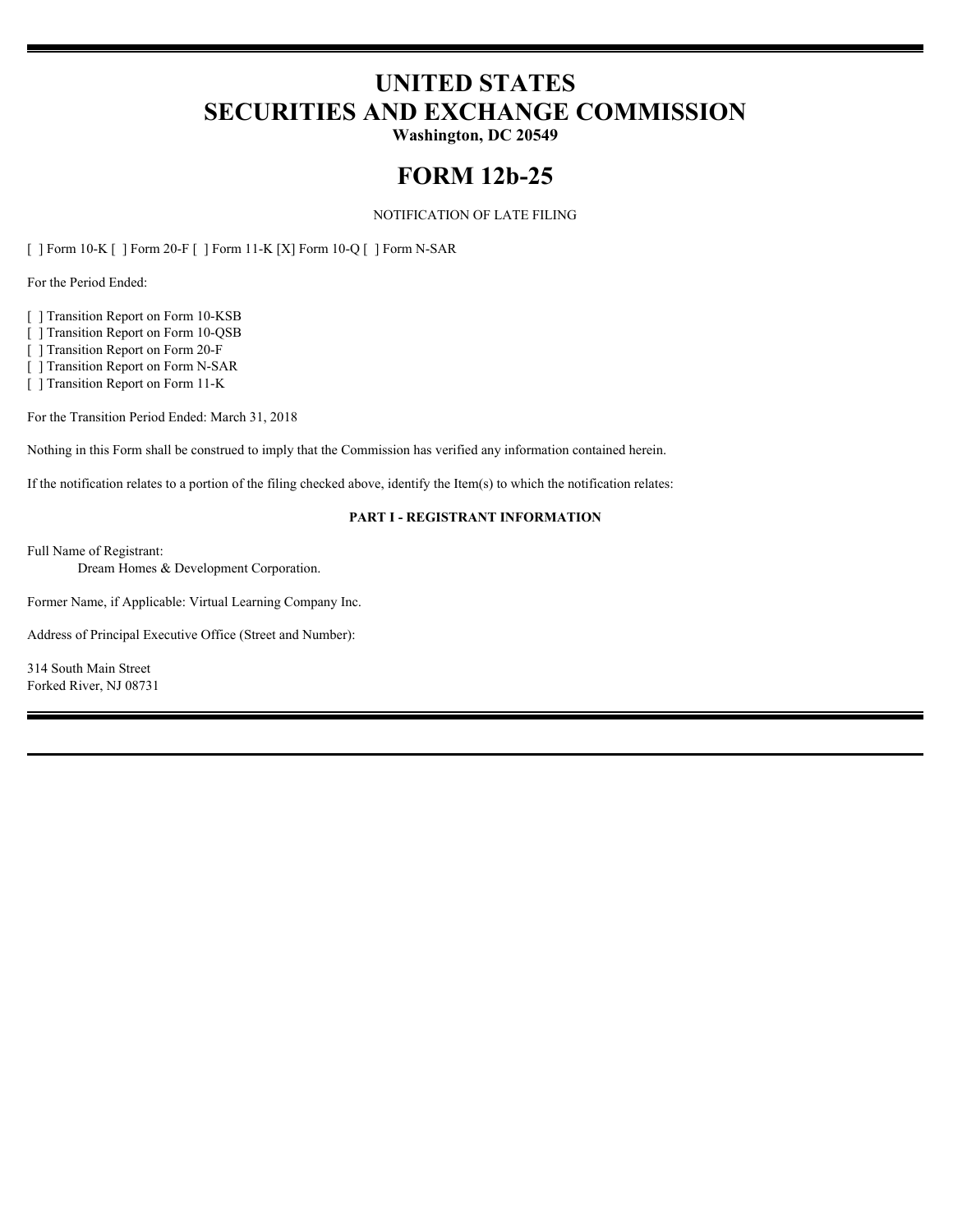# UNITED STATES
# SECURITIES AND EXCHANGE COMMISSION

**Washington, DC 20549**

# FORM 12b-25

NOTIFICATION OF LATE FILING

[ ] Form 10-K [ ] Form 20-F [ ] Form 11-K [X] Form 10-Q [ ] Form N-SAR

For the Period Ended:

[ ] Transition Report on Form 10-KSB
[ ] Transition Report on Form 10-QSB
[ ] Transition Report on Form 20-F
[ ] Transition Report on Form N-SAR
[ ] Transition Report on Form 11-K

For the Transition Period Ended: March 31, 2018

Nothing in this Form shall be construed to imply that the Commission has verified any information contained herein.

If the notification relates to a portion of the filing checked above, identify the Item(s) to which the notification relates:

**PART I - REGISTRANT INFORMATION**

Full Name of Registrant:
Dream Homes & Development Corporation.

Former Name, if Applicable: Virtual Learning Company Inc.

Address of Principal Executive Office (Street and Number):

314 South Main Street
Forked River, NJ 08731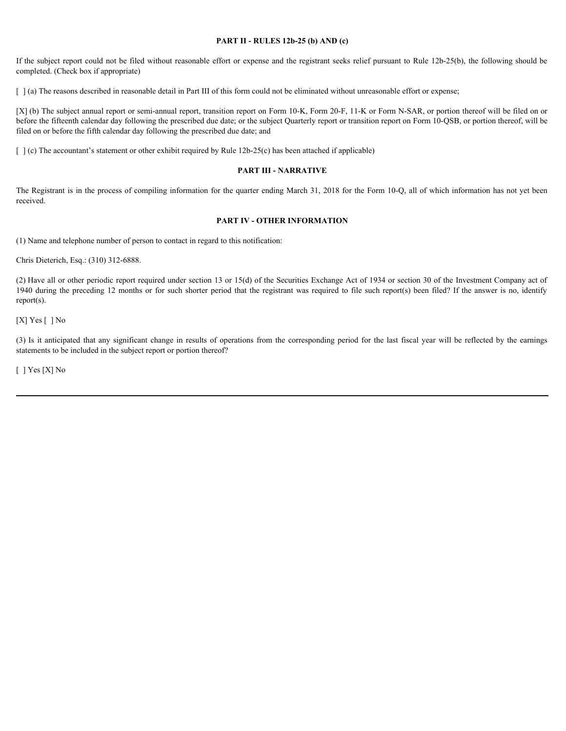## PART II - RULES 12b-25 (b) AND (c)

If the subject report could not be filed without reasonable effort or expense and the registrant seeks relief pursuant to Rule 12b-25(b), the following should be completed. (Check box if appropriate)

[ ] (a) The reasons described in reasonable detail in Part III of this form could not be eliminated without unreasonable effort or expense;

[X] (b) The subject annual report or semi-annual report, transition report on Form 10-K, Form 20-F, 11-K or Form N-SAR, or portion thereof will be filed on or before the fifteenth calendar day following the prescribed due date; or the subject Quarterly report or transition report on Form 10-QSB, or portion thereof, will be filed on or before the fifth calendar day following the prescribed due date; and

[ ] (c) The accountant's statement or other exhibit required by Rule 12b-25(c) has been attached if applicable)

## PART III - NARRATIVE

The Registrant is in the process of compiling information for the quarter ending March 31, 2018 for the Form 10-Q, all of which information has not yet been received.

## PART IV - OTHER INFORMATION

(1) Name and telephone number of person to contact in regard to this notification:

Chris Dieterich, Esq.: (310) 312-6888.

(2) Have all or other periodic report required under section 13 or 15(d) of the Securities Exchange Act of 1934 or section 30 of the Investment Company act of 1940 during the preceding 12 months or for such shorter period that the registrant was required to file such report(s) been filed? If the answer is no, identify report(s).

[X] Yes [ ] No

(3) Is it anticipated that any significant change in results of operations from the corresponding period for the last fiscal year will be reflected by the earnings statements to be included in the subject report or portion thereof?

[ ] Yes [X] No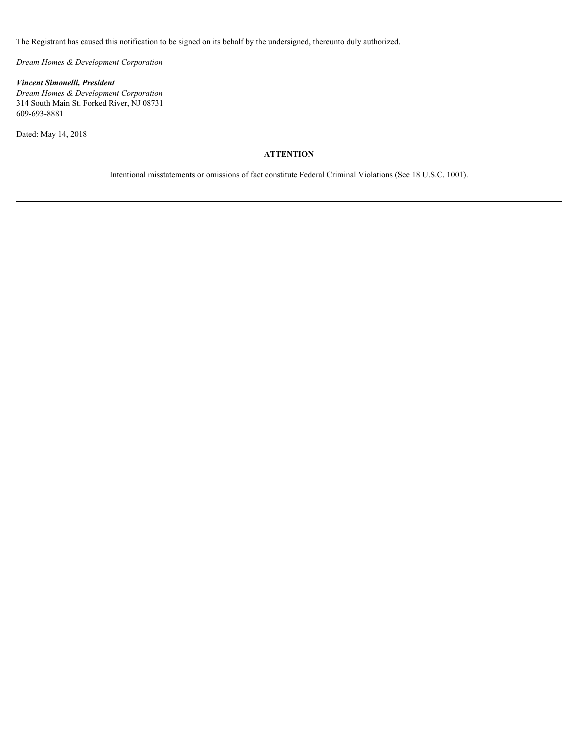The Registrant has caused this notification to be signed on its behalf by the undersigned, thereunto duly authorized.

*Dream Homes & Development Corporation*

***Vincent Simonelli, President***
*Dream Homes & Development Corporation*
314 South Main St. Forked River, NJ 08731
609-693-8881

Dated: May 14, 2018

**ATTENTION**

Intentional misstatements or omissions of fact constitute Federal Criminal Violations (See 18 U.S.C. 1001).